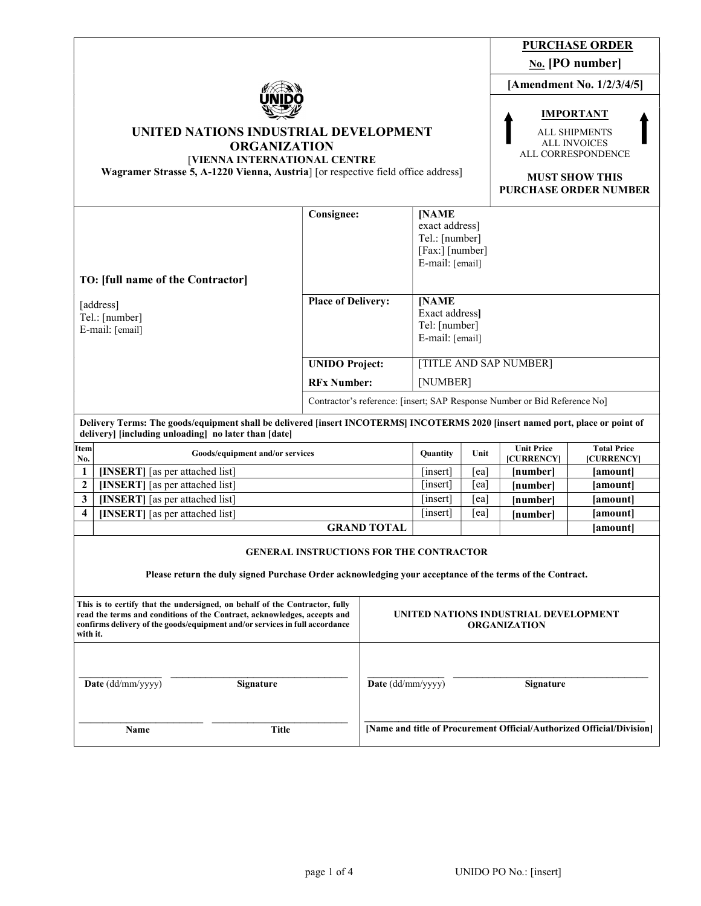**PURCHASE ORDER**

**No. [PO number]**

**[Amendment No. 1/2/3/4/5]**

**IMPORTANT**

ALL SHIPMENTS
ALL INVOICES
ALL CORRESPONDENCE

**MUST SHOW THIS PURCHASE ORDER NUMBER**

# UNITED NATIONS INDUSTRIAL DEVELOPMENT ORGANIZATION

[**VIENNA INTERNATIONAL CENTRE**
**Wagramer Strasse 5, A-1220 Vienna, Austria**] [or respective field office address]

**TO: [full name of the Contractor]**

[address]
Tel.: [number]
E-mail: [email]

| | |
|---|---|
| **Consignee:** | **[NAME** exact address] Tel.: [number] [Fax:] [number] E-mail: [email] |
| **Place of Delivery:** | **[NAME** Exact address**]** Tel: [number] E-mail: [email] |
| **UNIDO Project:** | [TITLE AND SAP NUMBER] |
| **RFx Number:** | [NUMBER] |

Contractor's reference: [insert; SAP Response Number or Bid Reference No]

**Delivery Terms: The goods/equipment shall be delivered [insert INCOTERMS] INCOTERMS 2020 [insert named port, place or point of delivery] [including unloading] no later than [date]**

| Item No. | Goods/equipment and/or services | Quantity | Unit | Unit Price [CURRENCY] | Total Price [CURRENCY] |
|---|---|---|---|---|---|
| **1** | **[INSERT]** [as per attached list] | [insert] | [ea] | **[number]** | **[amount]** |
| **2** | **[INSERT]** [as per attached list] | [insert] | [ea] | **[number]** | **[amount]** |
| **3** | **[INSERT]** [as per attached list] | [insert] | [ea] | **[number]** | **[amount]** |
| **4** | **[INSERT]** [as per attached list] | [insert] | [ea] | **[number]** | **[amount]** |
| | **GRAND TOTAL** | | | | **[amount]** |

**GENERAL INSTRUCTIONS FOR THE CONTRACTOR**

**Please return the duly signed Purchase Order acknowledging your acceptance of the terms of the Contract.**

| **This is to certify that the undersigned, on behalf of the Contractor, fully read the terms and conditions of the Contract, acknowledges, accepts and confirms delivery of the goods/equipment and/or services in full accordance with it.** | **UNITED NATIONS INDUSTRIAL DEVELOPMENT ORGANIZATION** |
|---|---|
| **Date** (dd/mm/yyyy) ______ **Signature** ______ | **Date** (dd/mm/yyyy) ______ **Signature** ______ |
| **Name** ______ **Title** ______ | **[Name and title of Procurement Official/Authorized Official/Division]** |

UNIDO PO No.: [insert]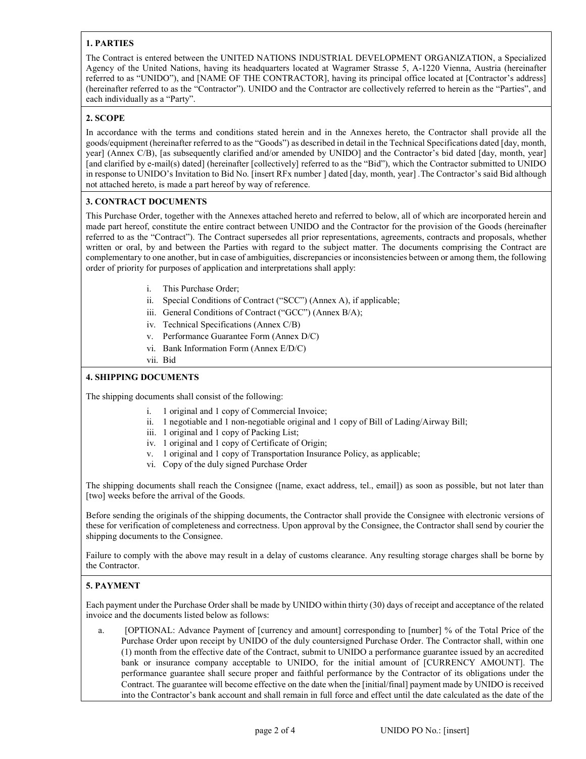### 1. PARTIES

The Contract is entered between the UNITED NATIONS INDUSTRIAL DEVELOPMENT ORGANIZATION, a Specialized Agency of the United Nations, having its headquarters located at Wagramer Strasse 5, A-1220 Vienna, Austria (hereinafter referred to as "UNIDO"), and [NAME OF THE CONTRACTOR], having its principal office located at [Contractor's address] (hereinafter referred to as the "Contractor"). UNIDO and the Contractor are collectively referred to herein as the "Parties", and each individually as a "Party".

### 2. SCOPE

In accordance with the terms and conditions stated herein and in the Annexes hereto, the Contractor shall provide all the goods/equipment (hereinafter referred to as the "Goods") as described in detail in the Technical Specifications dated [day, month, year] (Annex C/B), [as subsequently clarified and/or amended by UNIDO] and the Contractor's bid dated [day, month, year] [and clarified by e-mail(s) dated] (hereinafter [collectively] referred to as the "Bid"), which the Contractor submitted to UNIDO in response to UNIDO's Invitation to Bid No. [insert RFx number ] dated [day, month, year] .The Contractor's said Bid although not attached hereto, is made a part hereof by way of reference.

### 3. CONTRACT DOCUMENTS

This Purchase Order, together with the Annexes attached hereto and referred to below, all of which are incorporated herein and made part hereof, constitute the entire contract between UNIDO and the Contractor for the provision of the Goods (hereinafter referred to as the "Contract"). The Contract supersedes all prior representations, agreements, contracts and proposals, whether written or oral, by and between the Parties with regard to the subject matter. The documents comprising the Contract are complementary to one another, but in case of ambiguities, discrepancies or inconsistencies between or among them, the following order of priority for purposes of application and interpretations shall apply:

i. This Purchase Order;
ii. Special Conditions of Contract ("SCC") (Annex A), if applicable;
iii. General Conditions of Contract ("GCC") (Annex B/A);
iv. Technical Specifications (Annex C/B)
v. Performance Guarantee Form (Annex D/C)
vi. Bank Information Form (Annex E/D/C)
vii. Bid

### 4. SHIPPING DOCUMENTS

The shipping documents shall consist of the following:

i. 1 original and 1 copy of Commercial Invoice;
ii. 1 negotiable and 1 non-negotiable original and 1 copy of Bill of Lading/Airway Bill;
iii. 1 original and 1 copy of Packing List;
iv. 1 original and 1 copy of Certificate of Origin;
v. 1 original and 1 copy of Transportation Insurance Policy, as applicable;
vi. Copy of the duly signed Purchase Order

The shipping documents shall reach the Consignee ([name, exact address, tel., email]) as soon as possible, but not later than [two] weeks before the arrival of the Goods.

Before sending the originals of the shipping documents, the Contractor shall provide the Consignee with electronic versions of these for verification of completeness and correctness. Upon approval by the Consignee, the Contractor shall send by courier the shipping documents to the Consignee.

Failure to comply with the above may result in a delay of customs clearance. Any resulting storage charges shall be borne by the Contractor.

### 5. PAYMENT

Each payment under the Purchase Order shall be made by UNIDO within thirty (30) days of receipt and acceptance of the related invoice and the documents listed below as follows:

a. [OPTIONAL: Advance Payment of [currency and amount] corresponding to [number] % of the Total Price of the Purchase Order upon receipt by UNIDO of the duly countersigned Purchase Order. The Contractor shall, within one (1) month from the effective date of the Contract, submit to UNIDO a performance guarantee issued by an accredited bank or insurance company acceptable to UNIDO, for the initial amount of [CURRENCY AMOUNT]. The performance guarantee shall secure proper and faithful performance by the Contractor of its obligations under the Contract. The guarantee will become effective on the date when the [initial/final] payment made by UNIDO is received into the Contractor's bank account and shall remain in full force and effect until the date calculated as the date of the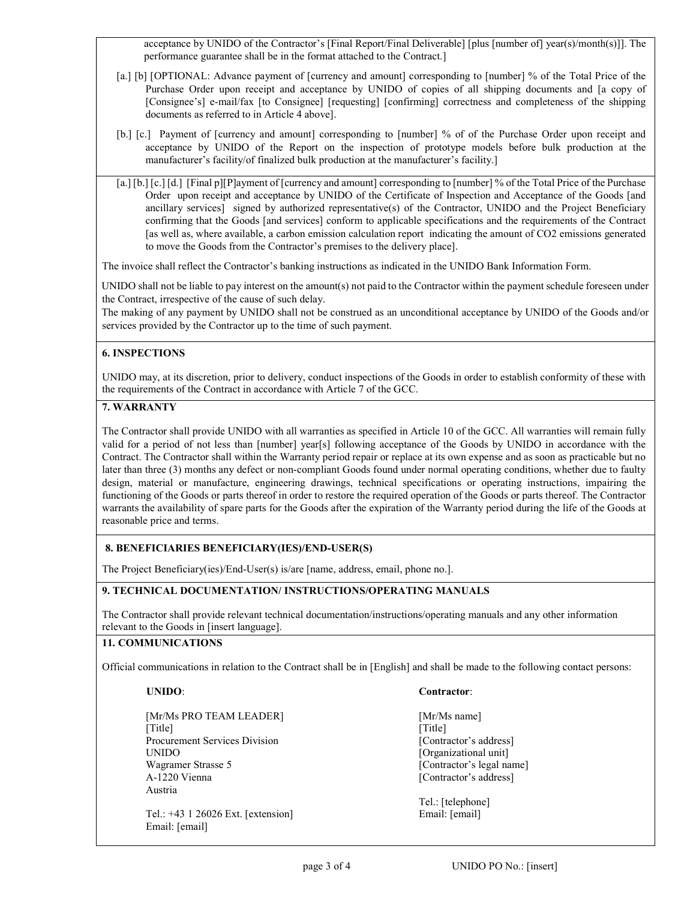acceptance by UNIDO of the Contractor's [Final Report/Final Deliverable] [plus [number of] year(s)/month(s)]]. The performance guarantee shall be in the format attached to the Contract.]

[a.] [b] [OPTIONAL: Advance payment of [currency and amount] corresponding to [number] % of the Total Price of the Purchase Order upon receipt and acceptance by UNIDO of copies of all shipping documents and [a copy of [Consignee's] e-mail/fax [to Consignee] [requesting] [confirming] correctness and completeness of the shipping documents as referred to in Article 4 above].

[b.] [c.] Payment of [currency and amount] corresponding to [number] % of of the Purchase Order upon receipt and acceptance by UNIDO of the Report on the inspection of prototype models before bulk production at the manufacturer's facility/of finalized bulk production at the manufacturer's facility.]

[a.] [b.] [c.] [d.] [Final p][P]ayment of [currency and amount] corresponding to [number] % of the Total Price of the Purchase Order upon receipt and acceptance by UNIDO of the Certificate of Inspection and Acceptance of the Goods [and ancillary services] signed by authorized representative(s) of the Contractor, UNIDO and the Project Beneficiary confirming that the Goods [and services] conform to applicable specifications and the requirements of the Contract [as well as, where available, a carbon emission calculation report indicating the amount of $CO_2$ emissions generated to move the Goods from the Contractor's premises to the delivery place].

The invoice shall reflect the Contractor's banking instructions as indicated in the UNIDO Bank Information Form.

UNIDO shall not be liable to pay interest on the amount(s) not paid to the Contractor within the payment schedule foreseen under the Contract, irrespective of the cause of such delay.
The making of any payment by UNIDO shall not be construed as an unconditional acceptance by UNIDO of the Goods and/or services provided by the Contractor up to the time of such payment.

**6. INSPECTIONS**

UNIDO may, at its discretion, prior to delivery, conduct inspections of the Goods in order to establish conformity of these with the requirements of the Contract in accordance with Article 7 of the GCC.

**7. WARRANTY**

The Contractor shall provide UNIDO with all warranties as specified in Article 10 of the GCC. All warranties will remain fully valid for a period of not less than [number] year[s] following acceptance of the Goods by UNIDO in accordance with the Contract. The Contractor shall within the Warranty period repair or replace at its own expense and as soon as practicable but no later than three (3) months any defect or non-compliant Goods found under normal operating conditions, whether due to faulty design, material or manufacture, engineering drawings, technical specifications or operating instructions, impairing the functioning of the Goods or parts thereof in order to restore the required operation of the Goods or parts thereof. The Contractor warrants the availability of spare parts for the Goods after the expiration of the Warranty period during the life of the Goods at reasonable price and terms.

**8. BENEFICIARIES BENEFICIARY(IES)/END-USER(S)**

The Project Beneficiary(ies)/End-User(s) is/are [name, address, email, phone no.].

**9. TECHNICAL DOCUMENTATION/ INSTRUCTIONS/OPERATING MANUALS**

The Contractor shall provide relevant technical documentation/instructions/operating manuals and any other information relevant to the Goods in [insert language].

**11. COMMUNICATIONS**

Official communications in relation to the Contract shall be in [English] and shall be made to the following contact persons:

**UNIDO**:

[Mr/Ms PRO TEAM LEADER]
[Title]
Procurement Services Division
UNIDO
Wagramer Strasse 5
A-1220 Vienna
Austria

Tel.: +43 1 26026 Ext. [extension]
Email: [email]

**Contractor**:

[Mr/Ms name]
[Title]
[Contractor's address]
[Organizational unit]
[Contractor's legal name]
[Contractor's address]

Tel.: [telephone]
Email: [email]